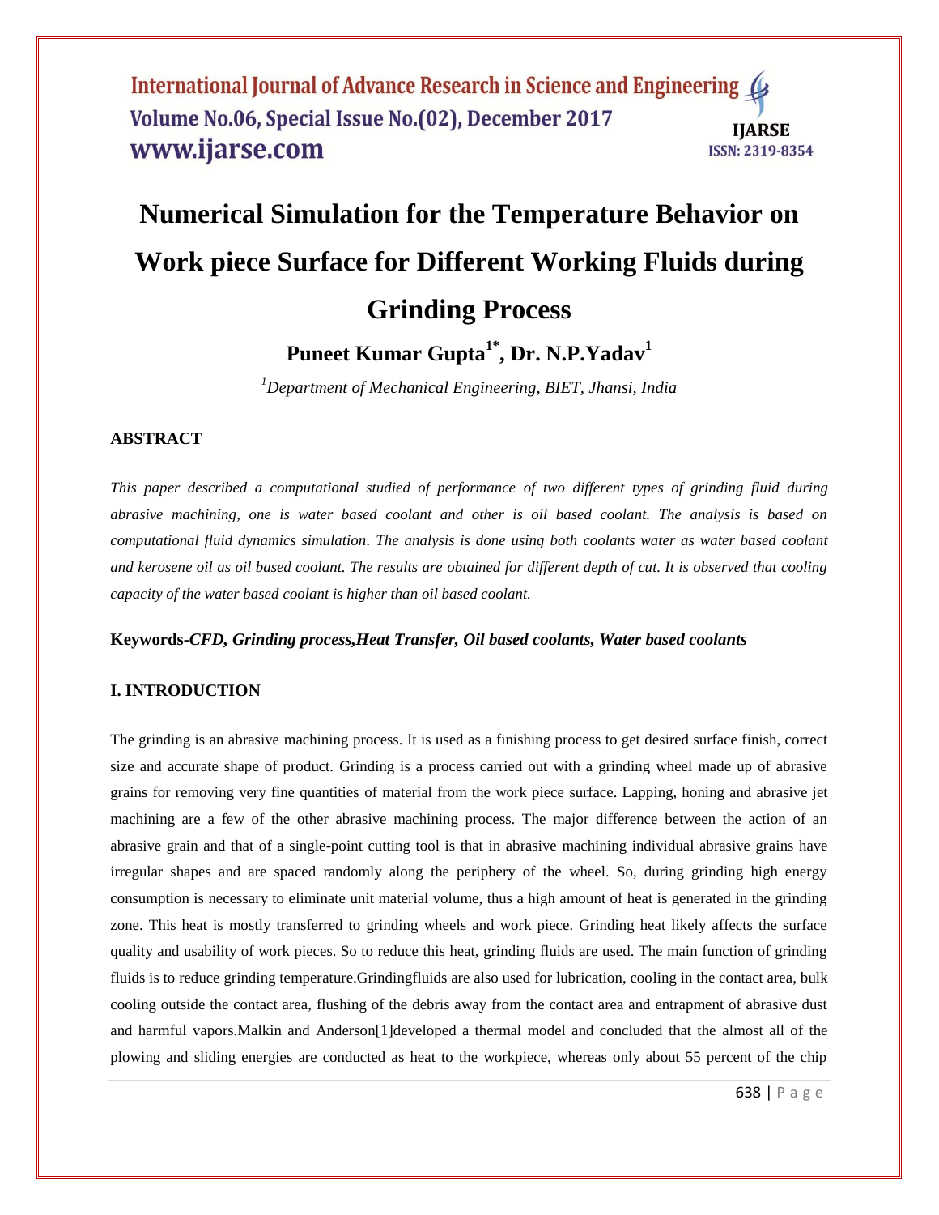# Numerical Simulation for the Temperature Behavior on Work piece Surface for Different Working Fluids during Grinding Process

**Puneet Kumar Gupta[1*], Dr. N.P.Yadav[1]**

*[1]Department of Mechanical Engineering, BIET, Jhansi, India*

## ABSTRACT

*This paper described a computational studied of performance of two different types of grinding fluid during abrasive machining, one is water based coolant and other is oil based coolant. The analysis is based on computational fluid dynamics simulation. The analysis is done using both coolants water as water based coolant and kerosene oil as oil based coolant. The results are obtained for different depth of cut. It is observed that cooling capacity of the water based coolant is higher than oil based coolant.*

**Keywords-*CFD, Grinding process,Heat Transfer, Oil based coolants, Water based coolants***

## I. INTRODUCTION

The grinding is an abrasive machining process. It is used as a finishing process to get desired surface finish, correct size and accurate shape of product. Grinding is a process carried out with a grinding wheel made up of abrasive grains for removing very fine quantities of material from the work piece surface. Lapping, honing and abrasive jet machining are a few of the other abrasive machining process. The major difference between the action of an abrasive grain and that of a single-point cutting tool is that in abrasive machining individual abrasive grains have irregular shapes and are spaced randomly along the periphery of the wheel. So, during grinding high energy consumption is necessary to eliminate unit material volume, thus a high amount of heat is generated in the grinding zone. This heat is mostly transferred to grinding wheels and work piece. Grinding heat likely affects the surface quality and usability of work pieces. So to reduce this heat, grinding fluids are used. The main function of grinding fluids is to reduce grinding temperature.Grindingfluids are also used for lubrication, cooling in the contact area, bulk cooling outside the contact area, flushing of the debris away from the contact area and entrapment of abrasive dust and harmful vapors.Malkin and Anderson[1]developed a thermal model and concluded that the almost all of the plowing and sliding energies are conducted as heat to the workpiece, whereas only about 55 percent of the chip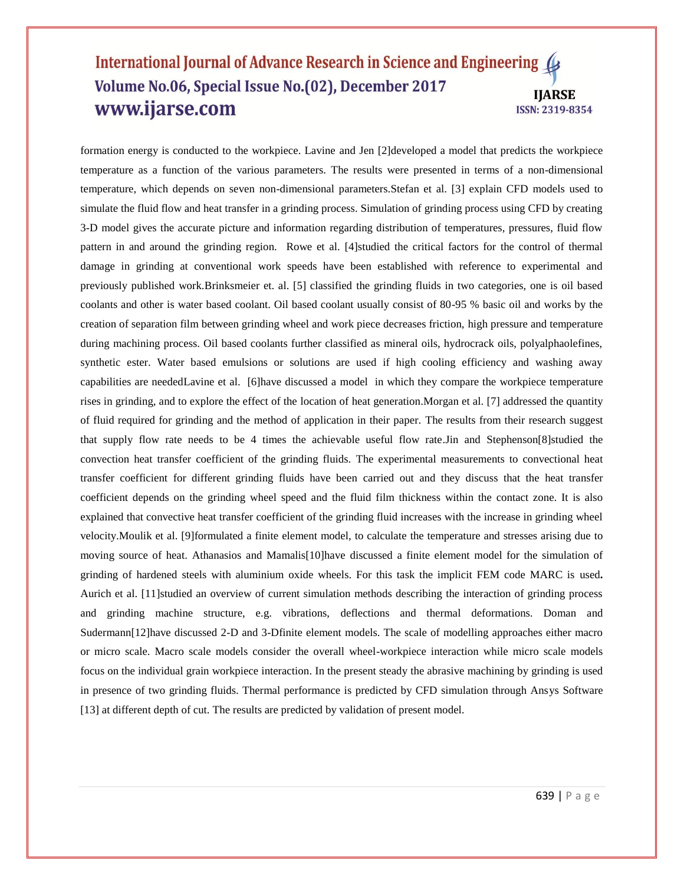formation energy is conducted to the workpiece. Lavine and Jen [2]developed a model that predicts the workpiece temperature as a function of the various parameters. The results were presented in terms of a non-dimensional temperature, which depends on seven non-dimensional parameters.Stefan et al. [3] explain CFD models used to simulate the fluid flow and heat transfer in a grinding process. Simulation of grinding process using CFD by creating 3-D model gives the accurate picture and information regarding distribution of temperatures, pressures, fluid flow pattern in and around the grinding region. Rowe et al. [4]studied the critical factors for the control of thermal damage in grinding at conventional work speeds have been established with reference to experimental and previously published work.Brinksmeier et. al. [5] classified the grinding fluids in two categories, one is oil based coolants and other is water based coolant. Oil based coolant usually consist of 80-95 % basic oil and works by the creation of separation film between grinding wheel and work piece decreases friction, high pressure and temperature during machining process. Oil based coolants further classified as mineral oils, hydrocrack oils, polyalphaolefines, synthetic ester. Water based emulsions or solutions are used if high cooling efficiency and washing away capabilities are neededLavine et al. [6]have discussed a model in which they compare the workpiece temperature rises in grinding, and to explore the effect of the location of heat generation.Morgan et al. [7] addressed the quantity of fluid required for grinding and the method of application in their paper. The results from their research suggest that supply flow rate needs to be 4 times the achievable useful flow rate.Jin and Stephenson[8]studied the convection heat transfer coefficient of the grinding fluids. The experimental measurements to convectional heat transfer coefficient for different grinding fluids have been carried out and they discuss that the heat transfer coefficient depends on the grinding wheel speed and the fluid film thickness within the contact zone. It is also explained that convective heat transfer coefficient of the grinding fluid increases with the increase in grinding wheel velocity.Moulik et al. [9]formulated a finite element model, to calculate the temperature and stresses arising due to moving source of heat. Athanasios and Mamalis[10]have discussed a finite element model for the simulation of grinding of hardened steels with aluminium oxide wheels. For this task the implicit FEM code MARC is used**.** Aurich et al. [11]studied an overview of current simulation methods describing the interaction of grinding process and grinding machine structure, e.g. vibrations, deflections and thermal deformations. Doman and Sudermann[12]have discussed 2-D and 3-Dfinite element models. The scale of modelling approaches either macro or micro scale. Macro scale models consider the overall wheel-workpiece interaction while micro scale models focus on the individual grain workpiece interaction. In the present steady the abrasive machining by grinding is used in presence of two grinding fluids. Thermal performance is predicted by CFD simulation through Ansys Software [13] at different depth of cut. The results are predicted by validation of present model.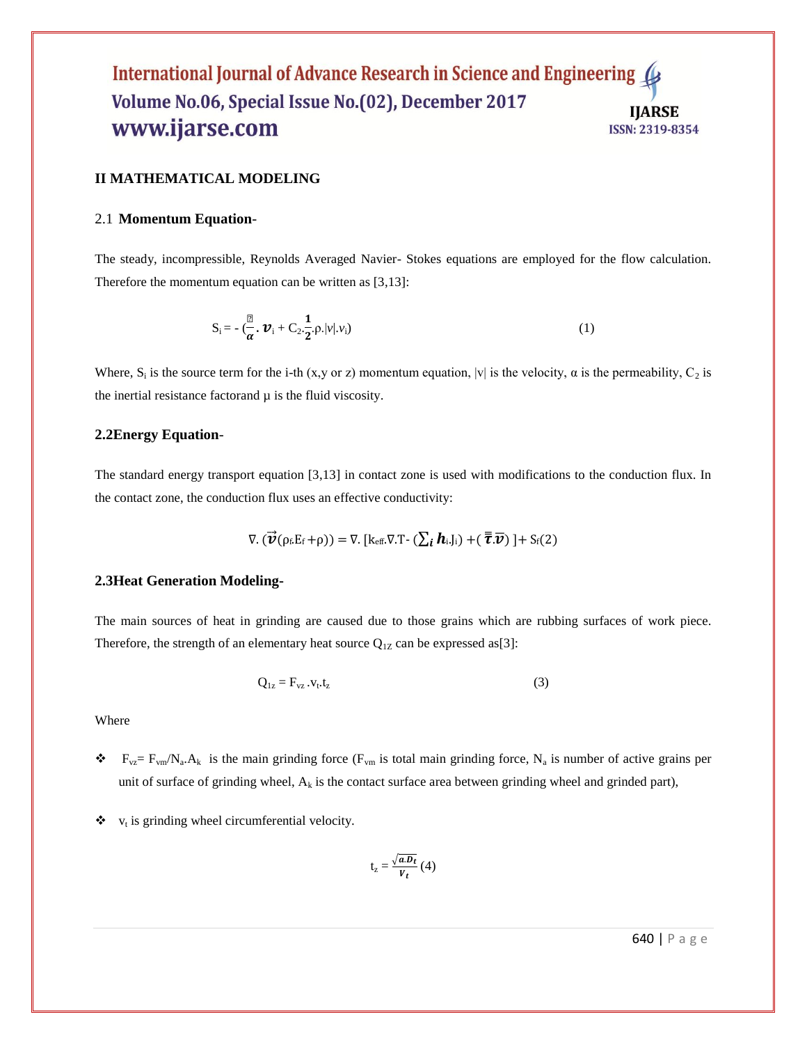## II MATHEMATICAL MODELING

### 2.1 Momentum Equation-

The steady, incompressible, Reynolds Averaged Navier- Stokes equations are employed for the flow calculation. Therefore the momentum equation can be written as [3,13]:

$$S_i = -\left(\frac{\mu}{\alpha}.\boldsymbol{v}_i + C_2.\frac{\mathbf{1}}{\mathbf{2}}.\rho.|v|.v_i\right) \quad (1)$$

Where, $S_i$ is the source term for the i-th (x,y or z) momentum equation, $|v|$ is the velocity, $\alpha$ is the permeability, $C_2$ is the inertial resistance factorand $\mu$ is the fluid viscosity.

### 2.2Energy Equation-

The standard energy transport equation [3,13] in contact zone is used with modifications to the conduction flux. In the contact zone, the conduction flux uses an effective conductivity:

$$\nabla.\left(\vec{\boldsymbol{v}}(\rho_f.E_f+\rho)\right) = \nabla.\left[k_{eff}.\nabla.T - \left(\sum_i \boldsymbol{h}_i.J_i\right) + \left(\bar{\bar{\boldsymbol{\tau}}}.\bar{\boldsymbol{v}}\right)\right] + S_f \quad (2)$$

### 2.3Heat Generation Modeling-

The main sources of heat in grinding are caused due to those grains which are rubbing surfaces of work piece. Therefore, the strength of an elementary heat source $Q_{1Z}$ can be expressed as[3]:

$$Q_{1z} = F_{vz}.v_t.t_z \quad (3)$$

Where

- $F_{vz} = F_{vm}/N_a.A_k$ is the main grinding force ($F_{vm}$ is total main grinding force, $N_a$ is number of active grains per unit of surface of grinding wheel, $A_k$ is the contact surface area between grinding wheel and grinded part),
- $v_t$ is grinding wheel circumferential velocity.

$$t_z = \frac{\sqrt{a.D_t}}{v_t} \quad (4)$$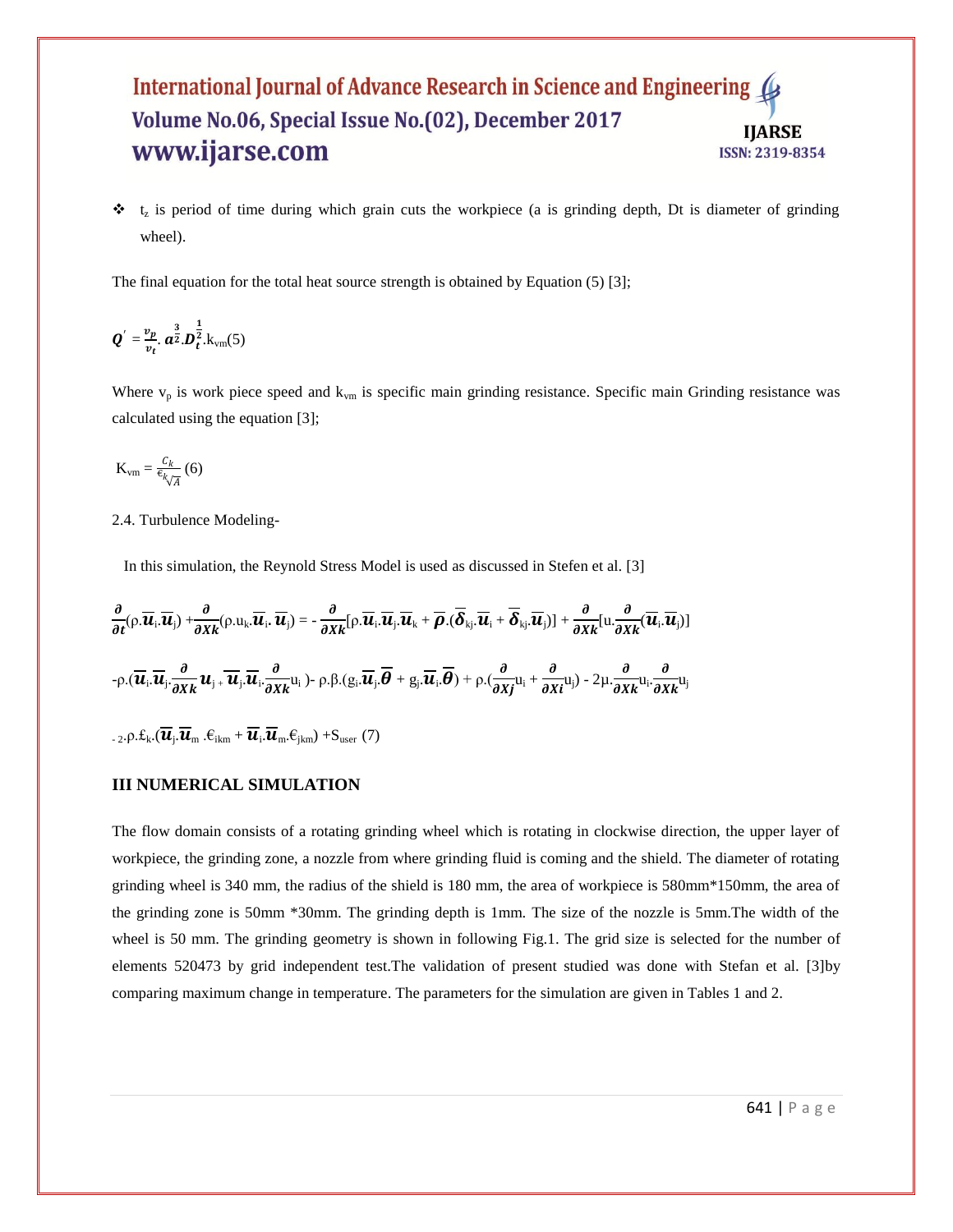- $t_z$ is period of time during which grain cuts the workpiece (a is grinding depth, Dt is diameter of grinding wheel).

The final equation for the total heat source strength is obtained by Equation (5) [3];

$$\boldsymbol{Q}' = \frac{v_p}{v_t}.\, \boldsymbol{a}^{\frac{3}{2}}.\boldsymbol{D}_t^{\frac{1}{2}}.k_{vm} \quad (5)$$

Where $v_p$ is work piece speed and $k_{vm}$ is specific main grinding resistance. Specific main Grinding resistance was calculated using the equation [3];

$$K_{vm} = \frac{C_k}{\epsilon_{k}\sqrt{A}} \quad (6)$$

2.4. Turbulence Modeling-

In this simulation, the Reynold Stress Model is used as discussed in Stefen et al. [3]

$$\frac{\partial}{\partial t}(\rho.\overline{\boldsymbol{u}}_i.\overline{\boldsymbol{u}}_j) + \frac{\partial}{\partial Xk}(\rho.u_k.\overline{\boldsymbol{u}}_i.\overline{\boldsymbol{u}}_j) = -\frac{\partial}{\partial Xk}[\rho.\overline{\boldsymbol{u}}_i.\overline{\boldsymbol{u}}_j.\overline{\boldsymbol{u}}_k + \overline{\boldsymbol{p}}.(\overline{\boldsymbol{\delta}}_{kj}.\overline{\boldsymbol{u}}_i + \overline{\boldsymbol{\delta}}_{kj}.\overline{\boldsymbol{u}}_j)] + \frac{\partial}{\partial Xk}[u.\frac{\partial}{\partial Xk}(\overline{\boldsymbol{u}}_i.\overline{\boldsymbol{u}}_j)]$$

$$-\rho.(\overline{\boldsymbol{u}}_i.\overline{\boldsymbol{u}}_j.\frac{\partial}{\partial Xk}\boldsymbol{u}_j + \overline{\boldsymbol{u}}_j.\overline{\boldsymbol{u}}_i.\frac{\partial}{\partial Xk}u_i) - \rho.\beta.(g_i.\overline{\boldsymbol{u}}_j.\overline{\boldsymbol{\theta}} + g_j.\overline{\boldsymbol{u}}_i.\overline{\boldsymbol{\theta}}) + \rho.(\frac{\partial}{\partial Xj}u_i + \frac{\partial}{\partial Xi}u_j) - 2\mu.\frac{\partial}{\partial Xk}u_i.\frac{\partial}{\partial Xk}u_j$$

$$-2.\rho.£_k.(\overline{\boldsymbol{u}}_j.\overline{\boldsymbol{u}}_m.\epsilon_{ikm} + \overline{\boldsymbol{u}}_i.\overline{\boldsymbol{u}}_m.\epsilon_{jkm}) + S_{user} \quad (7)$$

## III NUMERICAL SIMULATION

The flow domain consists of a rotating grinding wheel which is rotating in clockwise direction, the upper layer of workpiece, the grinding zone, a nozzle from where grinding fluid is coming and the shield. The diameter of rotating grinding wheel is 340 mm, the radius of the shield is 180 mm, the area of workpiece is 580mm*150mm, the area of the grinding zone is 50mm *30mm. The grinding depth is 1mm. The size of the nozzle is 5mm.The width of the wheel is 50 mm. The grinding geometry is shown in following Fig.1. The grid size is selected for the number of elements 520473 by grid independent test.The validation of present studied was done with Stefan et al. [3]by comparing maximum change in temperature. The parameters for the simulation are given in Tables 1 and 2.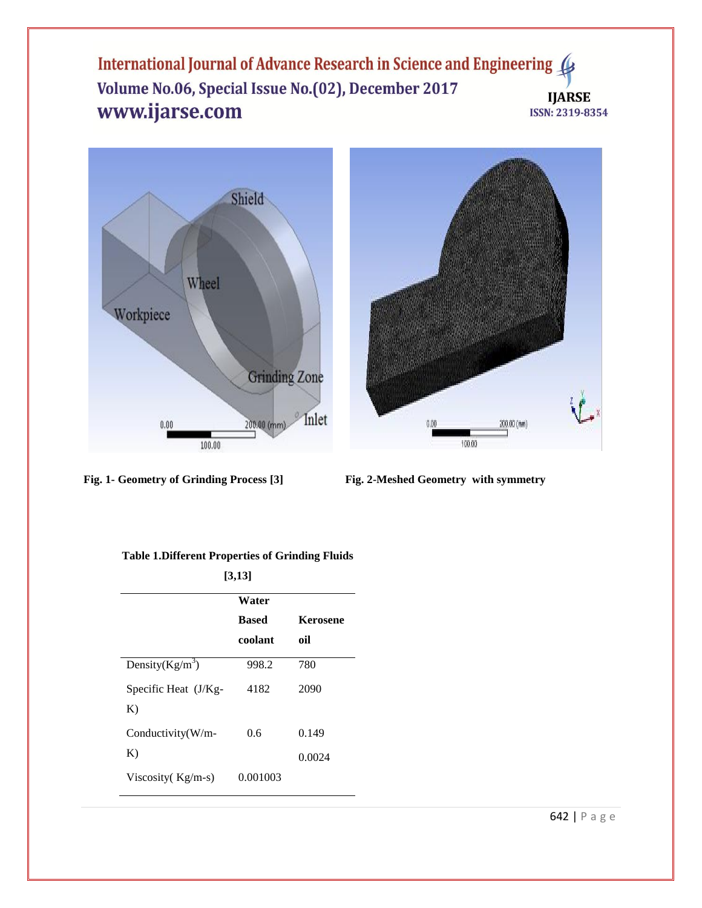Fig. 1- Geometry of Grinding Process [3]

Fig. 2-Meshed Geometry with symmetry

**Table 1.Different Properties of Grinding Fluids [3,13]**

| | Water Based coolant | Kerosene oil |
|---|---|---|
| Density($Kg/m^3$) | 998.2 | 780 |
| Specific Heat (J/Kg-K) | 4182 | 2090 |
| Conductivity(W/m-K) | 0.6 | 0.149 |
| Viscosity( Kg/m-s) | 0.001003 | 0.0024 |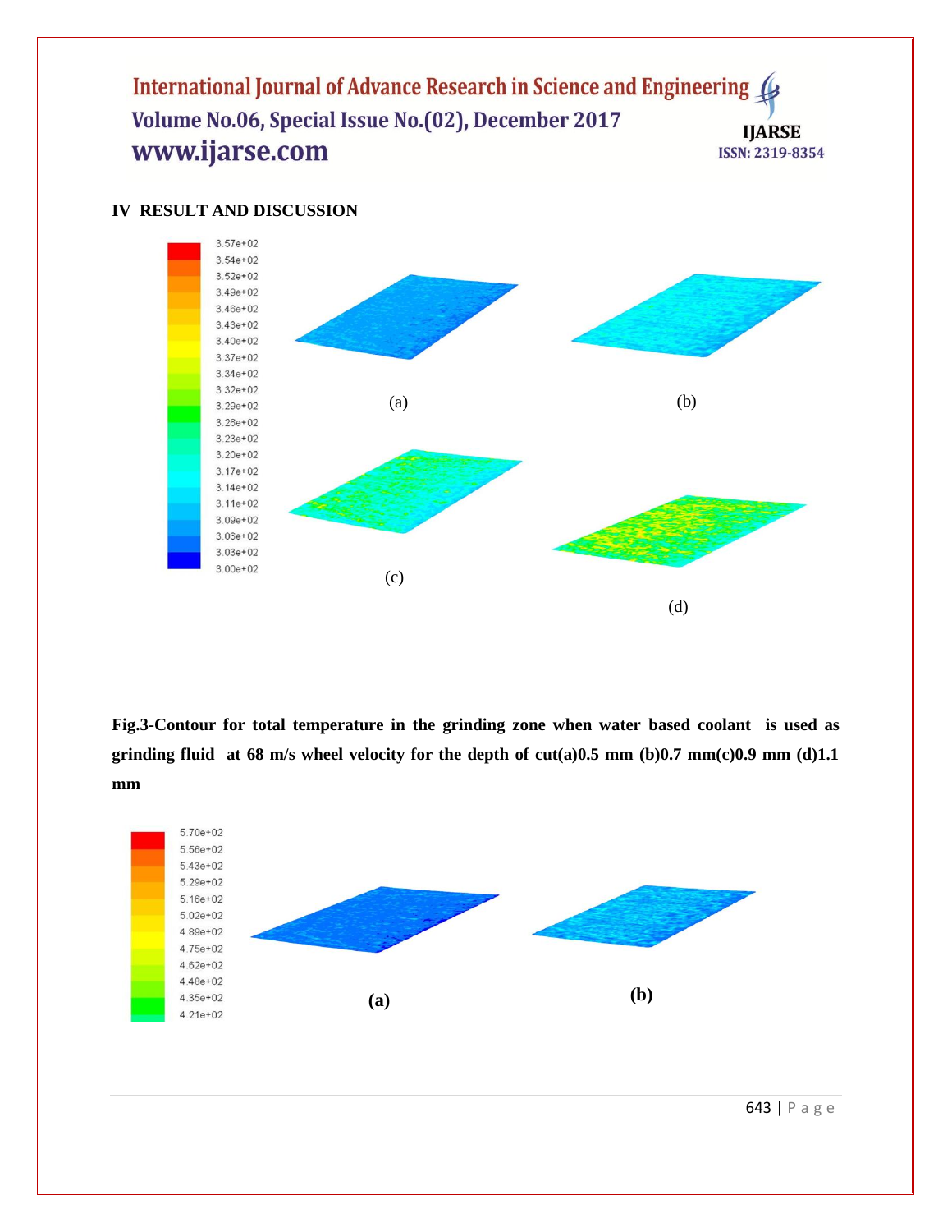## IV RESULT AND DISCUSSION

3.57e+02
3.54e+02
3.52e+02
3.49e+02
3.46e+02
3.43e+02
3.40e+02
3.37e+02
3.34e+02
3.32e+02
3.29e+02
3.26e+02
3.23e+02
3.20e+02
3.17e+02
3.14e+02
3.11e+02
3.09e+02
3.06e+02
3.03e+02
3.00e+02

(a) (b)

(c) (d)

**Fig.3-Contour for total temperature in the grinding zone when water based coolant is used as grinding fluid at 68 m/s wheel velocity for the depth of cut(a)0.5 mm (b)0.7 mm(c)0.9 mm (d)1.1 mm**

5.70e+02
5.56e+02
5.43e+02
5.29e+02
5.16e+02
5.02e+02
4.89e+02
4.75e+02
4.62e+02
4.48e+02
4.35e+02
4.21e+02

**(a)** **(b)**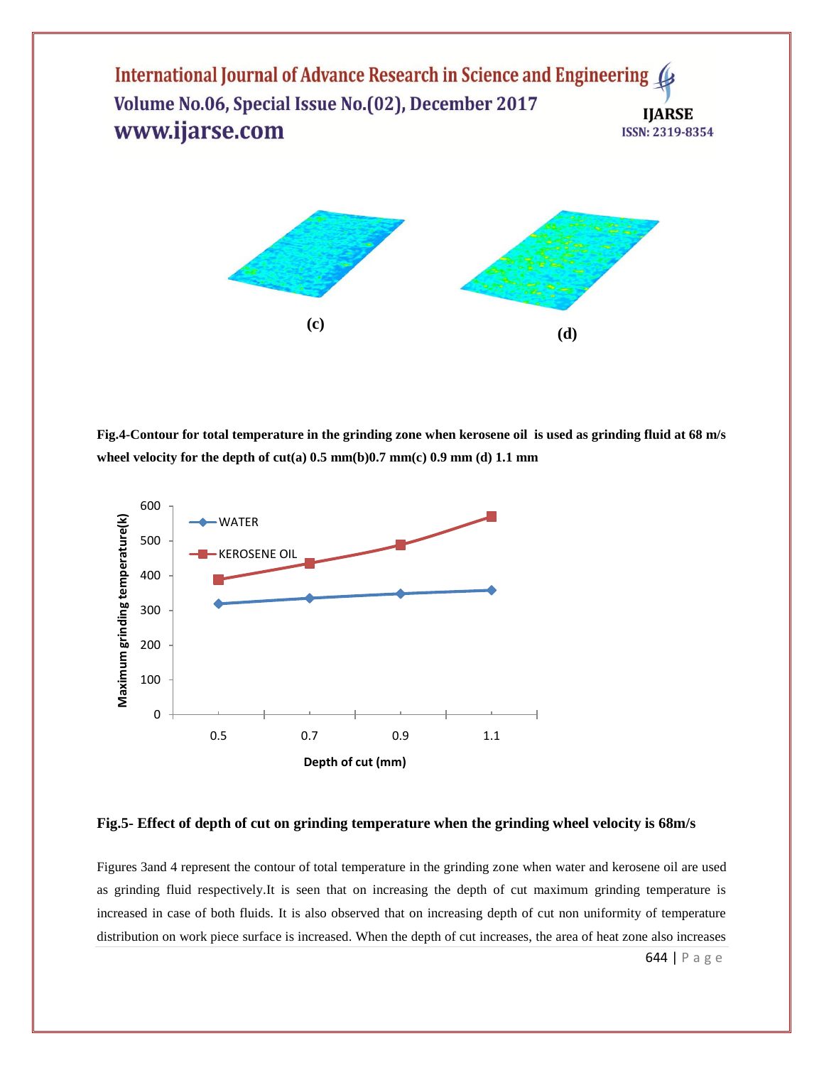(c)

(d)

**Fig.4-Contour for total temperature in the grinding zone when kerosene oil is used as grinding fluid at 68 m/s wheel velocity for the depth of cut(a) 0.5 mm(b)0.7 mm(c) 0.9 mm (d) 1.1 mm**

**Fig.5- Effect of depth of cut on grinding temperature when the grinding wheel velocity is 68m/s**

Figures 3and 4 represent the contour of total temperature in the grinding zone when water and kerosene oil are used as grinding fluid respectively.It is seen that on increasing the depth of cut maximum grinding temperature is increased in case of both fluids. It is also observed that on increasing depth of cut non uniformity of temperature distribution on work piece surface is increased. When the depth of cut increases, the area of heat zone also increases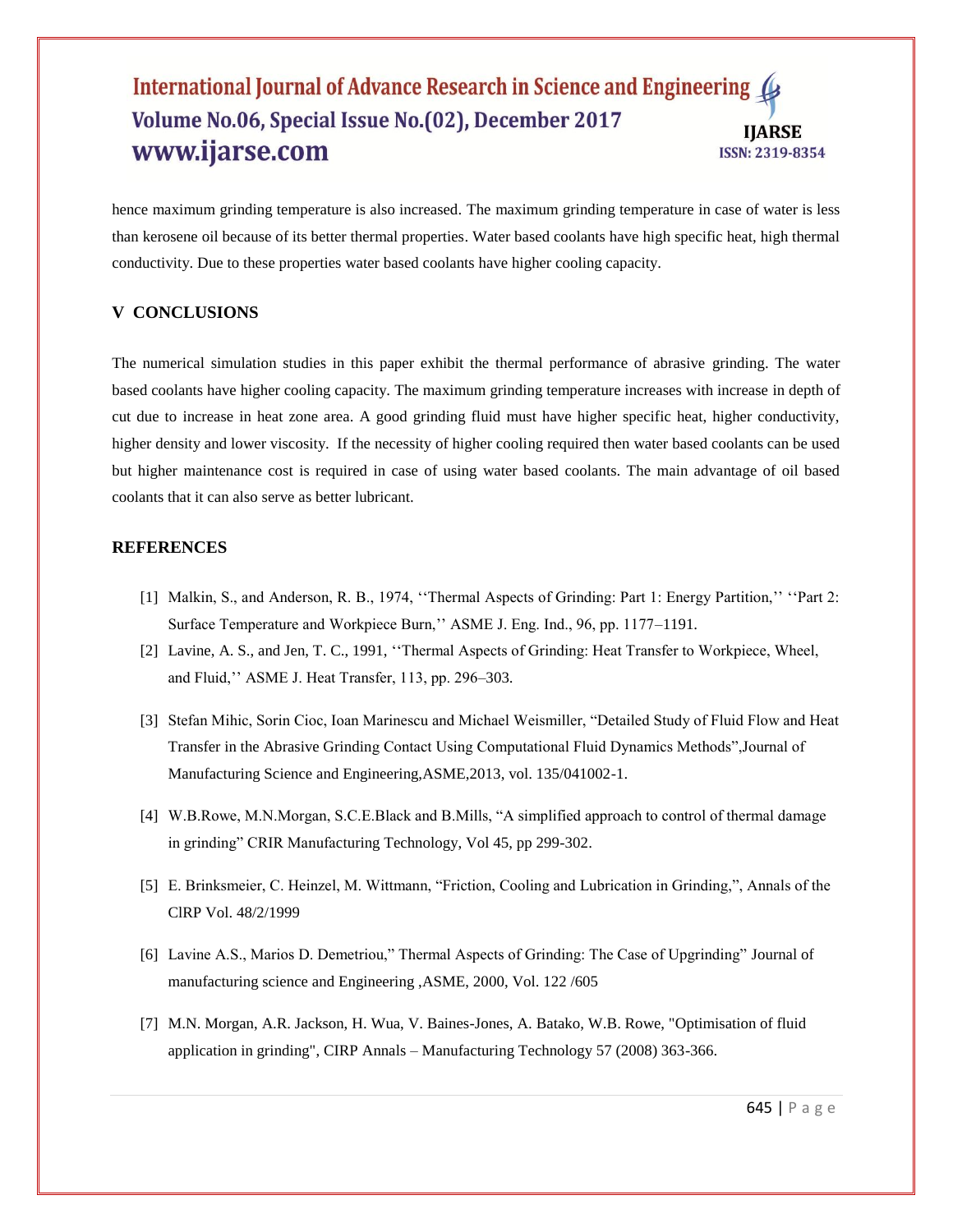hence maximum grinding temperature is also increased. The maximum grinding temperature in case of water is less than kerosene oil because of its better thermal properties. Water based coolants have high specific heat, high thermal conductivity. Due to these properties water based coolants have higher cooling capacity.

## V CONCLUSIONS

The numerical simulation studies in this paper exhibit the thermal performance of abrasive grinding. The water based coolants have higher cooling capacity. The maximum grinding temperature increases with increase in depth of cut due to increase in heat zone area. A good grinding fluid must have higher specific heat, higher conductivity, higher density and lower viscosity. If the necessity of higher cooling required then water based coolants can be used but higher maintenance cost is required in case of using water based coolants. The main advantage of oil based coolants that it can also serve as better lubricant.

## REFERENCES

[1] Malkin, S., and Anderson, R. B., 1974, ''Thermal Aspects of Grinding: Part 1: Energy Partition,'' ''Part 2: Surface Temperature and Workpiece Burn,'' ASME J. Eng. Ind., 96, pp. 1177–1191.

[2] Lavine, A. S., and Jen, T. C., 1991, ''Thermal Aspects of Grinding: Heat Transfer to Workpiece, Wheel, and Fluid,'' ASME J. Heat Transfer, 113, pp. 296–303.

[3] Stefan Mihic, Sorin Cioc, Ioan Marinescu and Michael Weismiller, "Detailed Study of Fluid Flow and Heat Transfer in the Abrasive Grinding Contact Using Computational Fluid Dynamics Methods",Journal of Manufacturing Science and Engineering,ASME,2013, vol. 135/041002-1.

[4] W.B.Rowe, M.N.Morgan, S.C.E.Black and B.Mills, "A simplified approach to control of thermal damage in grinding" CRIR Manufacturing Technology, Vol 45, pp 299-302.

[5] E. Brinksmeier, C. Heinzel, M. Wittmann, "Friction, Cooling and Lubrication in Grinding,", Annals of the ClRP Vol. 48/2/1999

[6] Lavine A.S., Marios D. Demetriou," Thermal Aspects of Grinding: The Case of Upgrinding" Journal of manufacturing science and Engineering ,ASME, 2000, Vol. 122 /605

[7] M.N. Morgan, A.R. Jackson, H. Wua, V. Baines-Jones, A. Batako, W.B. Rowe, "Optimisation of fluid application in grinding", CIRP Annals – Manufacturing Technology 57 (2008) 363-366.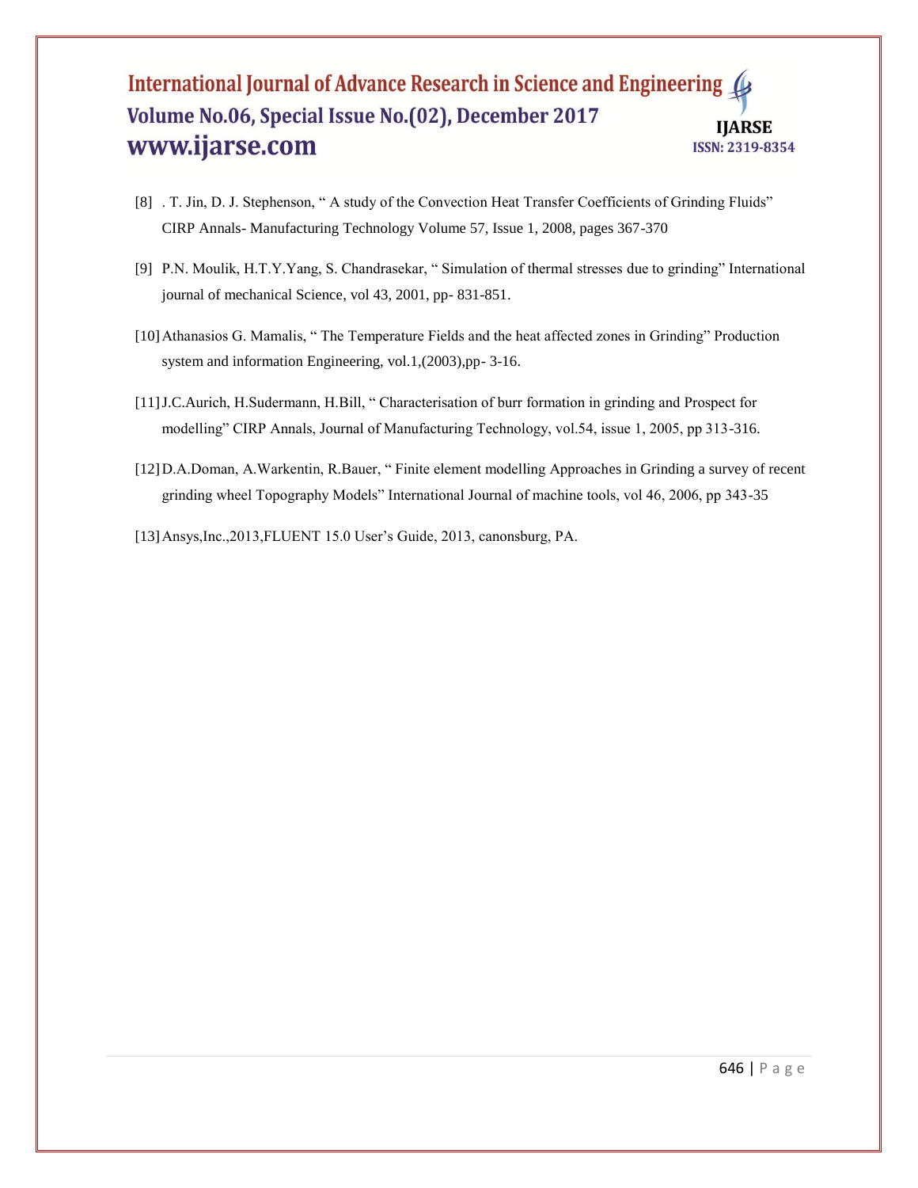[8] . T. Jin, D. J. Stephenson, " A study of the Convection Heat Transfer Coefficients of Grinding Fluids" CIRP Annals- Manufacturing Technology Volume 57, Issue 1, 2008, pages 367-370

[9] P.N. Moulik, H.T.Y.Yang, S. Chandrasekar, " Simulation of thermal stresses due to grinding" International journal of mechanical Science, vol 43, 2001, pp- 831-851.

[10] Athanasios G. Mamalis, " The Temperature Fields and the heat affected zones in Grinding" Production system and information Engineering, vol.1,(2003),pp- 3-16.

[11] J.C.Aurich, H.Sudermann, H.Bill, " Characterisation of burr formation in grinding and Prospect for modelling" CIRP Annals, Journal of Manufacturing Technology, vol.54, issue 1, 2005, pp 313-316.

[12] D.A.Doman, A.Warkentin, R.Bauer, " Finite element modelling Approaches in Grinding a survey of recent grinding wheel Topography Models" International Journal of machine tools, vol 46, 2006, pp 343-35

[13] Ansys,Inc.,2013,FLUENT 15.0 User's Guide, 2013, canonsburg, PA.